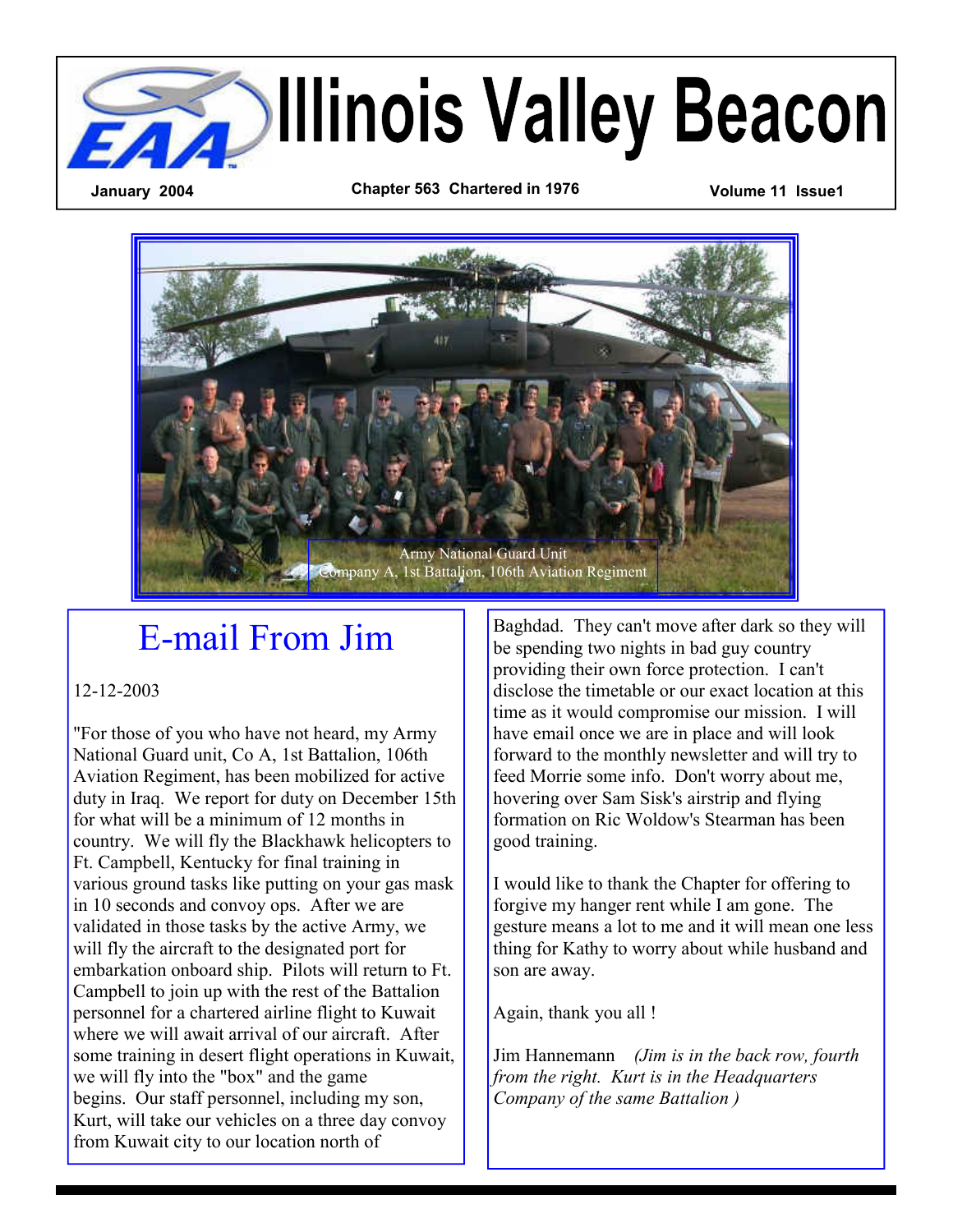# Illinois Valley Beacon

January 2004 | Chapter 563 Chartered in 1976 | Volume 11 Issue1

Army National Guard Unit
Company A, 1st Battalion, 106th Aviation Regiment

## E-mail From Jim

12-12-2003

"For those of you who have not heard, my Army National Guard unit, Co A, 1st Battalion, 106th Aviation Regiment, has been mobilized for active duty in Iraq. We report for duty on December 15th for what will be a minimum of 12 months in country. We will fly the Blackhawk helicopters to Ft. Campbell, Kentucky for final training in various ground tasks like putting on your gas mask in 10 seconds and convoy ops. After we are validated in those tasks by the active Army, we will fly the aircraft to the designated port for embarkation onboard ship. Pilots will return to Ft. Campbell to join up with the rest of the Battalion personnel for a chartered airline flight to Kuwait where we will await arrival of our aircraft. After some training in desert flight operations in Kuwait, we will fly into the "box" and the game begins. Our staff personnel, including my son, Kurt, will take our vehicles on a three day convoy from Kuwait city to our location north of Baghdad. They can't move after dark so they will be spending two nights in bad guy country providing their own force protection. I can't disclose the timetable or our exact location at this time as it would compromise our mission. I will have email once we are in place and will look forward to the monthly newsletter and will try to feed Morrie some info. Don't worry about me, hovering over Sam Sisk's airstrip and flying formation on Ric Woldow's Stearman has been good training.

I would like to thank the Chapter for offering to forgive my hanger rent while I am gone. The gesture means a lot to me and it will mean one less thing for Kathy to worry about while husband and son are away.

Again, thank you all !

Jim Hannemann *(Jim is in the back row, fourth from the right. Kurt is in the Headquarters Company of the same Battalion )*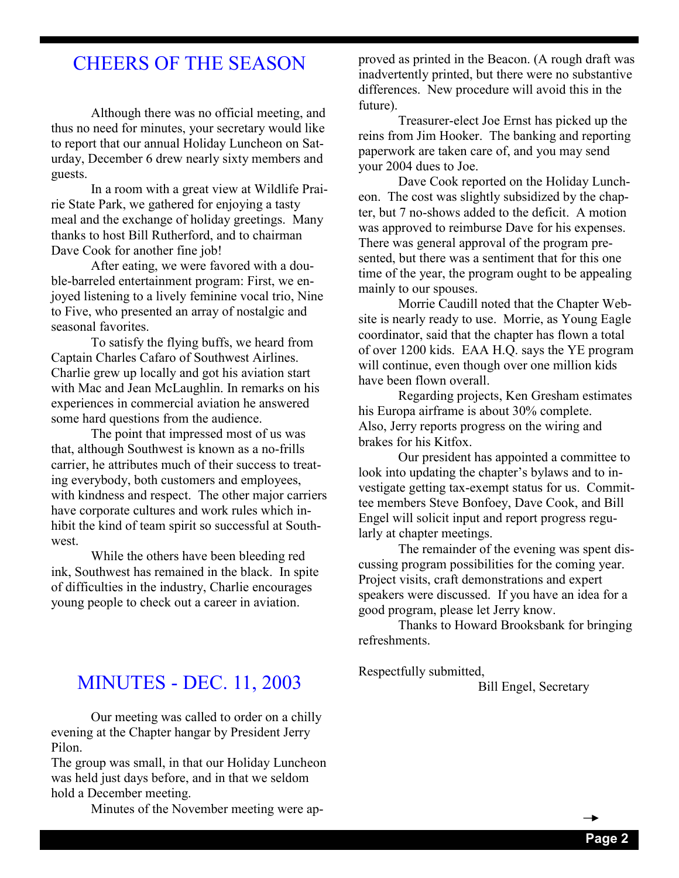## CHEERS OF THE SEASON

Although there was no official meeting, and thus no need for minutes, your secretary would like to report that our annual Holiday Luncheon on Saturday, December 6 drew nearly sixty members and guests.

In a room with a great view at Wildlife Prairie State Park, we gathered for enjoying a tasty meal and the exchange of holiday greetings. Many thanks to host Bill Rutherford, and to chairman Dave Cook for another fine job!

After eating, we were favored with a double-barreled entertainment program: First, we enjoyed listening to a lively feminine vocal trio, Nine to Five, who presented an array of nostalgic and seasonal favorites.

To satisfy the flying buffs, we heard from Captain Charles Cafaro of Southwest Airlines. Charlie grew up locally and got his aviation start with Mac and Jean McLaughlin. In remarks on his experiences in commercial aviation he answered some hard questions from the audience.

The point that impressed most of us was that, although Southwest is known as a no-frills carrier, he attributes much of their success to treating everybody, both customers and employees, with kindness and respect. The other major carriers have corporate cultures and work rules which inhibit the kind of team spirit so successful at Southwest.

While the others have been bleeding red ink, Southwest has remained in the black. In spite of difficulties in the industry, Charlie encourages young people to check out a career in aviation.

## MINUTES - DEC. 11, 2003

Our meeting was called to order on a chilly evening at the Chapter hangar by President Jerry Pilon.

The group was small, in that our Holiday Luncheon was held just days before, and in that we seldom hold a December meeting.

Minutes of the November meeting were approved as printed in the Beacon. (A rough draft was inadvertently printed, but there were no substantive differences. New procedure will avoid this in the future).

Treasurer-elect Joe Ernst has picked up the reins from Jim Hooker. The banking and reporting paperwork are taken care of, and you may send your 2004 dues to Joe.

Dave Cook reported on the Holiday Luncheon. The cost was slightly subsidized by the chapter, but 7 no-shows added to the deficit. A motion was approved to reimburse Dave for his expenses. There was general approval of the program presented, but there was a sentiment that for this one time of the year, the program ought to be appealing mainly to our spouses.

Morrie Caudill noted that the Chapter Website is nearly ready to use. Morrie, as Young Eagle coordinator, said that the chapter has flown a total of over 1200 kids. EAA H.Q. says the YE program will continue, even though over one million kids have been flown overall.

Regarding projects, Ken Gresham estimates his Europa airframe is about 30% complete. Also, Jerry reports progress on the wiring and brakes for his Kitfox.

Our president has appointed a committee to look into updating the chapter's bylaws and to investigate getting tax-exempt status for us. Committee members Steve Bonfoey, Dave Cook, and Bill Engel will solicit input and report progress regularly at chapter meetings.

The remainder of the evening was spent discussing program possibilities for the coming year. Project visits, craft demonstrations and expert speakers were discussed. If you have an idea for a good program, please let Jerry know.

Thanks to Howard Brooksbank for bringing refreshments.

Respectfully submitted,
Bill Engel, Secretary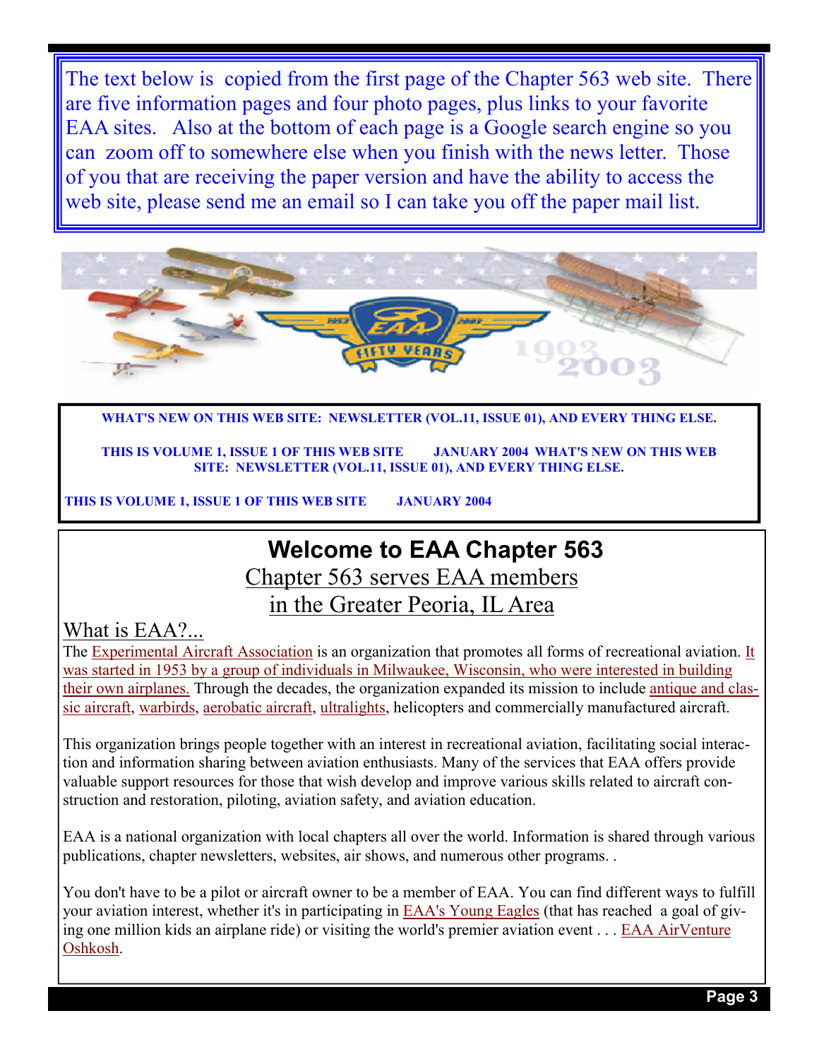The text below is copied from the first page of the Chapter 563 web site. There are five information pages and four photo pages, plus links to your favorite EAA sites. Also at the bottom of each page is a Google search engine so you can zoom off to somewhere else when you finish with the news letter. Those of you that are receiving the paper version and have the ability to access the web site, please send me an email so I can take you off the paper mail list.

**WHAT'S NEW ON THIS WEB SITE: NEWSLETTER (VOL.11, ISSUE 01), AND EVERY THING ELSE.**

**THIS IS VOLUME 1, ISSUE 1 OF THIS WEB SITE JANUARY 2004 WHAT'S NEW ON THIS WEB SITE: NEWSLETTER (VOL.11, ISSUE 01), AND EVERY THING ELSE.**

**THIS IS VOLUME 1, ISSUE 1 OF THIS WEB SITE JANUARY 2004**

# Welcome to EAA Chapter 563

Chapter 563 serves EAA members in the Greater Peoria, IL Area

## What is EAA?...

The Experimental Aircraft Association is an organization that promotes all forms of recreational aviation. It was started in 1953 by a group of individuals in Milwaukee, Wisconsin, who were interested in building their own airplanes. Through the decades, the organization expanded its mission to include antique and classic aircraft, warbirds, aerobatic aircraft, ultralights, helicopters and commercially manufactured aircraft.

This organization brings people together with an interest in recreational aviation, facilitating social interaction and information sharing between aviation enthusiasts. Many of the services that EAA offers provide valuable support resources for those that wish develop and improve various skills related to aircraft construction and restoration, piloting, aviation safety, and aviation education.

EAA is a national organization with local chapters all over the world. Information is shared through various publications, chapter newsletters, websites, air shows, and numerous other programs. .

You don't have to be a pilot or aircraft owner to be a member of EAA. You can find different ways to fulfill your aviation interest, whether it's in participating in EAA's Young Eagles (that has reached a goal of giving one million kids an airplane ride) or visiting the world's premier aviation event . . . EAA AirVenture Oshkosh.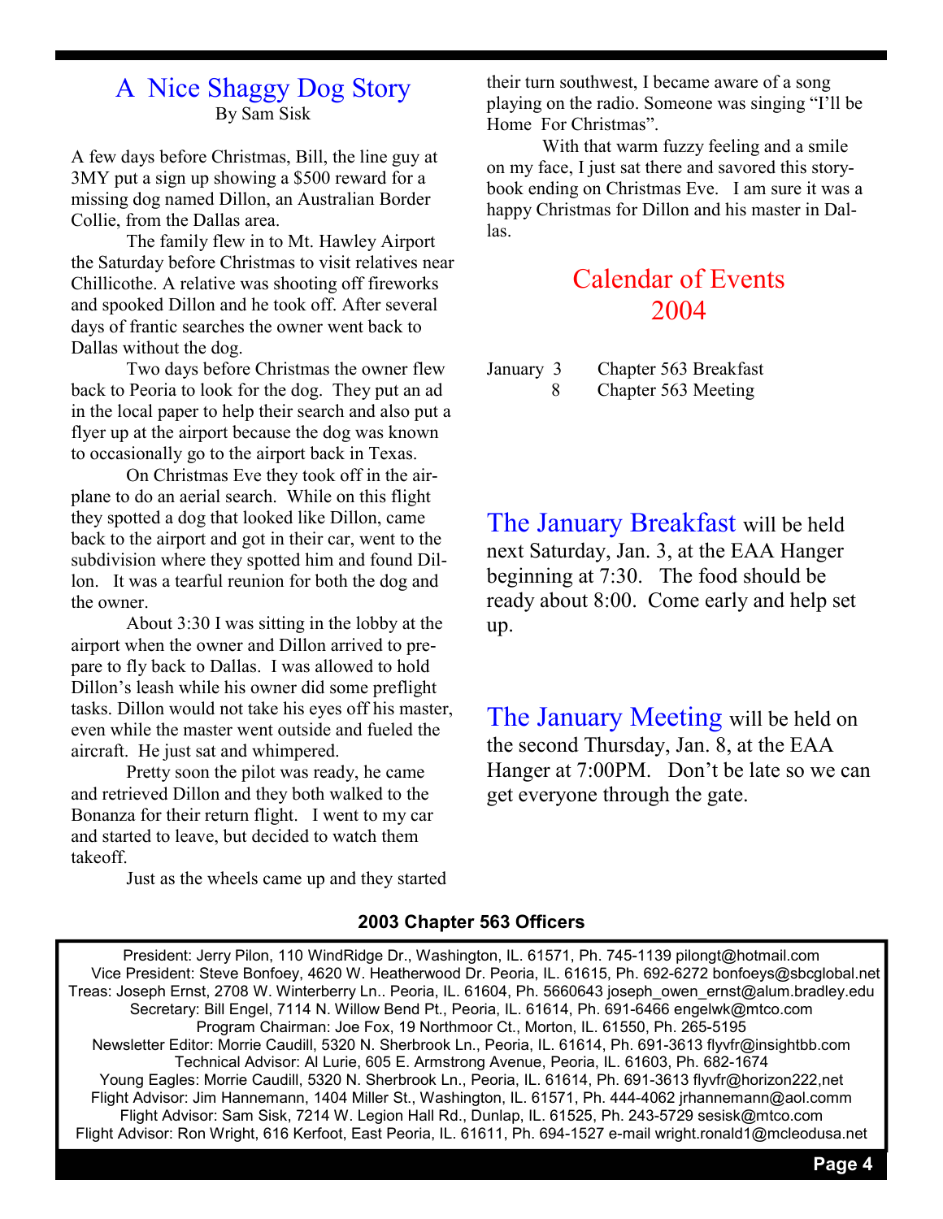## A Nice Shaggy Dog Story

By Sam Sisk

A few days before Christmas, Bill, the line guy at 3MY put a sign up showing a $500 reward for a missing dog named Dillon, an Australian Border Collie, from the Dallas area.

The family flew in to Mt. Hawley Airport the Saturday before Christmas to visit relatives near Chillicothe. A relative was shooting off fireworks and spooked Dillon and he took off. After several days of frantic searches the owner went back to Dallas without the dog.

Two days before Christmas the owner flew back to Peoria to look for the dog. They put an ad in the local paper to help their search and also put a flyer up at the airport because the dog was known to occasionally go to the airport back in Texas.

On Christmas Eve they took off in the airplane to do an aerial search. While on this flight they spotted a dog that looked like Dillon, came back to the airport and got in their car, went to the subdivision where they spotted him and found Dillon. It was a tearful reunion for both the dog and the owner.

About 3:30 I was sitting in the lobby at the airport when the owner and Dillon arrived to prepare to fly back to Dallas. I was allowed to hold Dillon's leash while his owner did some preflight tasks. Dillon would not take his eyes off his master, even while the master went outside and fueled the aircraft. He just sat and whimpered.

Pretty soon the pilot was ready, he came and retrieved Dillon and they both walked to the Bonanza for their return flight. I went to my car and started to leave, but decided to watch them takeoff.

Just as the wheels came up and they started their turn southwest, I became aware of a song playing on the radio. Someone was singing "I'll be Home For Christmas".

With that warm fuzzy feeling and a smile on my face, I just sat there and savored this storybook ending on Christmas Eve. I am sure it was a happy Christmas for Dillon and his master in Dallas.

## Calendar of Events 2004

| | | |
|---|---|---|
| January | 3 | Chapter 563 Breakfast |
| | 8 | Chapter 563 Meeting |

**The January Breakfast** will be held next Saturday, Jan. 3, at the EAA Hanger beginning at 7:30. The food should be ready about 8:00. Come early and help set up.

**The January Meeting** will be held on the second Thursday, Jan. 8, at the EAA Hanger at 7:00PM. Don't be late so we can get everyone through the gate.

### 2003 Chapter 563 Officers

President: Jerry Pilon, 110 WindRidge Dr., Washington, IL. 61571, Ph. 745-1139 pilongt@hotmail.com
Vice President: Steve Bonfoey, 4620 W. Heatherwood Dr. Peoria, IL. 61615, Ph. 692-6272 bonfoeys@sbcglobal.net
Treas: Joseph Ernst, 2708 W. Winterberry Ln.. Peoria, IL. 61604, Ph. 5660643 joseph_owen_ernst@alum.bradley.edu
Secretary: Bill Engel, 7114 N. Willow Bend Pt., Peoria, IL. 61614, Ph. 691-6466 engelwk@mtco.com
Program Chairman: Joe Fox, 19 Northmoor Ct., Morton, IL. 61550, Ph. 265-5195
Newsletter Editor: Morrie Caudill, 5320 N. Sherbrook Ln., Peoria, IL. 61614, Ph. 691-3613 flyvfr@insightbb.com
Technical Advisor: Al Lurie, 605 E. Armstrong Avenue, Peoria, IL. 61603, Ph. 682-1674
Young Eagles: Morrie Caudill, 5320 N. Sherbrook Ln., Peoria, IL. 61614, Ph. 691-3613 flyvfr@horizon222,net
Flight Advisor: Jim Hannemann, 1404 Miller St., Washington, IL. 61571, Ph. 444-4062 jrhannemann@aol.comm
Flight Advisor: Sam Sisk, 7214 W. Legion Hall Rd., Dunlap, IL. 61525, Ph. 243-5729 sesisk@mtco.com
Flight Advisor: Ron Wright, 616 Kerfoot, East Peoria, IL. 61611, Ph. 694-1527 e-mail wright.ronald1@mcleodusa.net